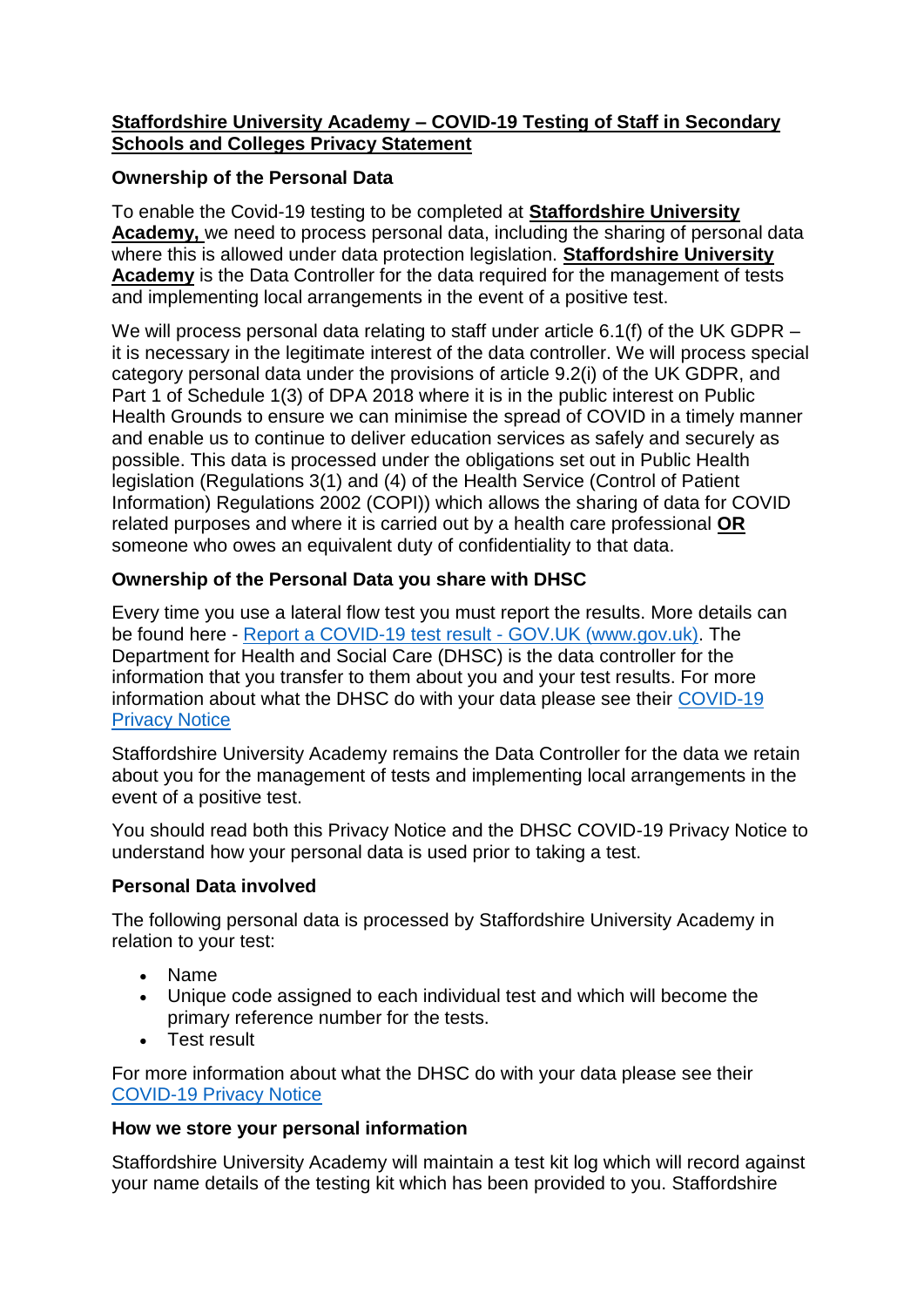# **Staffordshire University Academy – COVID-19 Testing of Staff in Secondary Schools and Colleges Privacy Statement**

## Ownership of the Personal Data

To enable the Covid-19 testing to be completed at **Staffordshire University Academy,** we need to process personal data, including the sharing of personal data where this is allowed under data protection legislation. **Staffordshire University Academy** is the Data Controller for the data required for the management of tests and implementing local arrangements in the event of a positive test.

We will process personal data relating to staff under article 6.1(f) of the UK GDPR – it is necessary in the legitimate interest of the data controller. We will process special category personal data under the provisions of article 9.2(i) of the UK GDPR, and Part 1 of Schedule 1(3) of DPA 2018 where it is in the public interest on Public Health Grounds to ensure we can minimise the spread of COVID in a timely manner and enable us to continue to deliver education services as safely and securely as possible. This data is processed under the obligations set out in Public Health legislation (Regulations 3(1) and (4) of the Health Service (Control of Patient Information) Regulations 2002 (COPI)) which allows the sharing of data for COVID related purposes and where it is carried out by a health care professional **OR** someone who owes an equivalent duty of confidentiality to that data.

## Ownership of the Personal Data you share with DHSC

Every time you use a lateral flow test you must report the results. More details can be found here - [Report a COVID-19 test result - GOV.UK (www.gov.uk)](www.gov.uk). The Department for Health and Social Care (DHSC) is the data controller for the information that you transfer to them about you and your test results. For more information about what the DHSC do with your data please see their [COVID-19 Privacy Notice]()

Staffordshire University Academy remains the Data Controller for the data we retain about you for the management of tests and implementing local arrangements in the event of a positive test.

You should read both this Privacy Notice and the DHSC COVID-19 Privacy Notice to understand how your personal data is used prior to taking a test.

## Personal Data involved

The following personal data is processed by Staffordshire University Academy in relation to your test:

- Name
- Unique code assigned to each individual test and which will become the primary reference number for the tests.
- Test result

For more information about what the DHSC do with your data please see their [COVID-19 Privacy Notice]()

## How we store your personal information

Staffordshire University Academy will maintain a test kit log which will record against your name details of the testing kit which has been provided to you. Staffordshire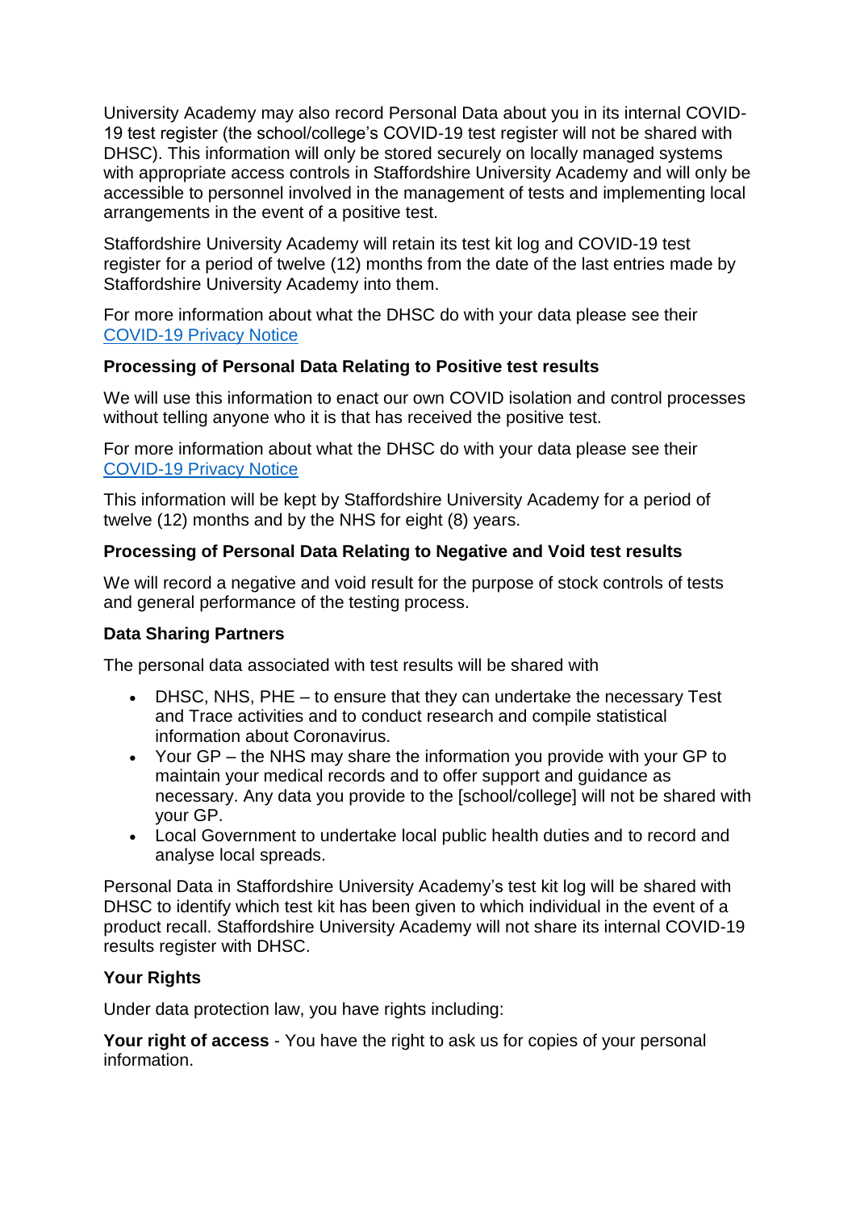University Academy may also record Personal Data about you in its internal COVID-19 test register (the school/college's COVID-19 test register will not be shared with DHSC). This information will only be stored securely on locally managed systems with appropriate access controls in Staffordshire University Academy and will only be accessible to personnel involved in the management of tests and implementing local arrangements in the event of a positive test.

Staffordshire University Academy will retain its test kit log and COVID-19 test register for a period of twelve (12) months from the date of the last entries made by Staffordshire University Academy into them.

For more information about what the DHSC do with your data please see their [COVID-19 Privacy Notice]

**Processing of Personal Data Relating to Positive test results**

We will use this information to enact our own COVID isolation and control processes without telling anyone who it is that has received the positive test.

For more information about what the DHSC do with your data please see their [COVID-19 Privacy Notice]

This information will be kept by Staffordshire University Academy for a period of twelve (12) months and by the NHS for eight (8) years.

**Processing of Personal Data Relating to Negative and Void test results**

We will record a negative and void result for the purpose of stock controls of tests and general performance of the testing process.

**Data Sharing Partners**

The personal data associated with test results will be shared with

- DHSC, NHS, PHE – to ensure that they can undertake the necessary Test and Trace activities and to conduct research and compile statistical information about Coronavirus.
- Your GP – the NHS may share the information you provide with your GP to maintain your medical records and to offer support and guidance as necessary. Any data you provide to the [school/college] will not be shared with your GP.
- Local Government to undertake local public health duties and to record and analyse local spreads.

Personal Data in Staffordshire University Academy's test kit log will be shared with DHSC to identify which test kit has been given to which individual in the event of a product recall. Staffordshire University Academy will not share its internal COVID-19 results register with DHSC.

**Your Rights**

Under data protection law, you have rights including:

**Your right of access** - You have the right to ask us for copies of your personal information.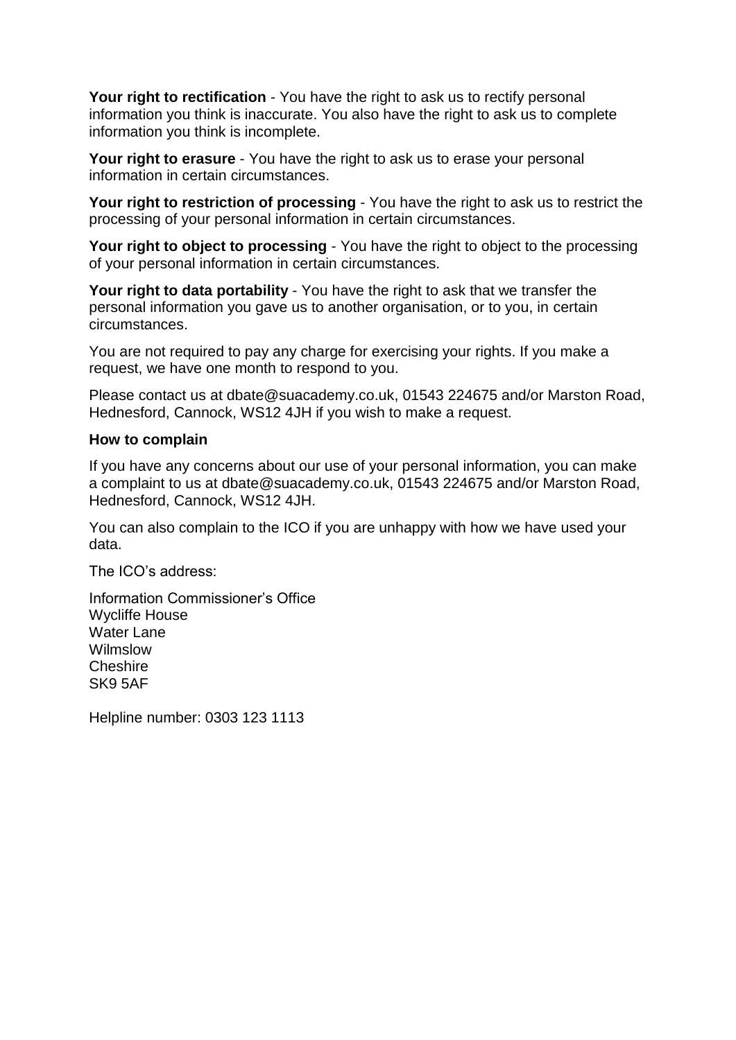**Your right to rectification** - You have the right to ask us to rectify personal information you think is inaccurate. You also have the right to ask us to complete information you think is incomplete.

**Your right to erasure** - You have the right to ask us to erase your personal information in certain circumstances.

**Your right to restriction of processing** - You have the right to ask us to restrict the processing of your personal information in certain circumstances.

**Your right to object to processing** - You have the right to object to the processing of your personal information in certain circumstances.

**Your right to data portability** - You have the right to ask that we transfer the personal information you gave us to another organisation, or to you, in certain circumstances.

You are not required to pay any charge for exercising your rights. If you make a request, we have one month to respond to you.

Please contact us at dbate@suacademy.co.uk, 01543 224675 and/or Marston Road, Hednesford, Cannock, WS12 4JH if you wish to make a request.

**How to complain**

If you have any concerns about our use of your personal information, you can make a complaint to us at dbate@suacademy.co.uk, 01543 224675 and/or Marston Road, Hednesford, Cannock, WS12 4JH.

You can also complain to the ICO if you are unhappy with how we have used your data.

The ICO's address:

Information Commissioner's Office  
Wycliffe House  
Water Lane  
Wilmslow  
Cheshire  
SK9 5AF

Helpline number: 0303 123 1113